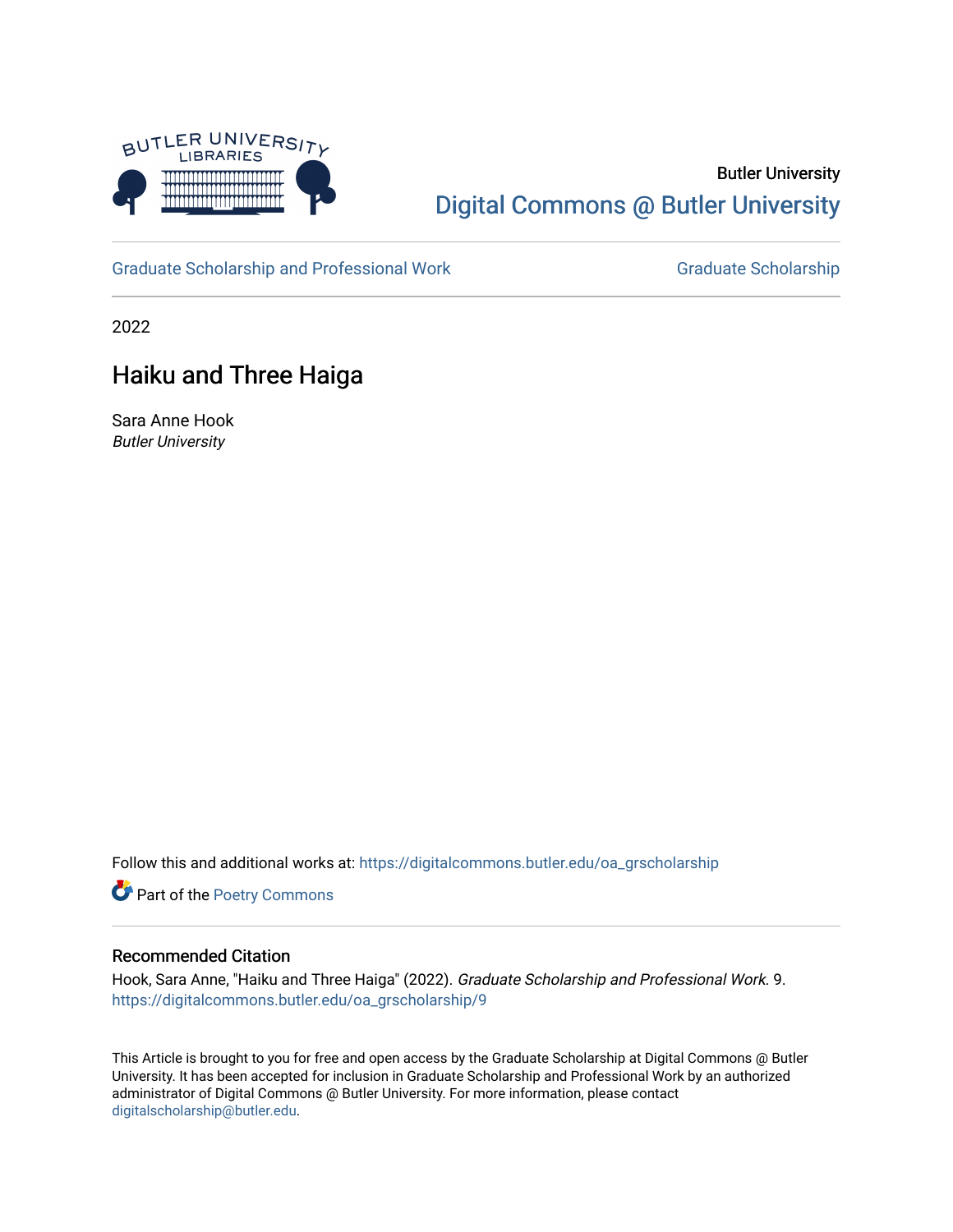Butler University

Digital Commons @ Butler University

Graduate Scholarship and Professional Work | Graduate Scholarship

2022

# Haiku and Three Haiga

Sara Anne Hook
*Butler University*

Follow this and additional works at: https://digitalcommons.butler.edu/oa_grscholarship

Part of the Poetry Commons

## Recommended Citation

Hook, Sara Anne, "Haiku and Three Haiga" (2022). *Graduate Scholarship and Professional Work.* 9.
https://digitalcommons.butler.edu/oa_grscholarship/9

This Article is brought to you for free and open access by the Graduate Scholarship at Digital Commons @ Butler University. It has been accepted for inclusion in Graduate Scholarship and Professional Work by an authorized administrator of Digital Commons @ Butler University. For more information, please contact digitalscholarship@butler.edu.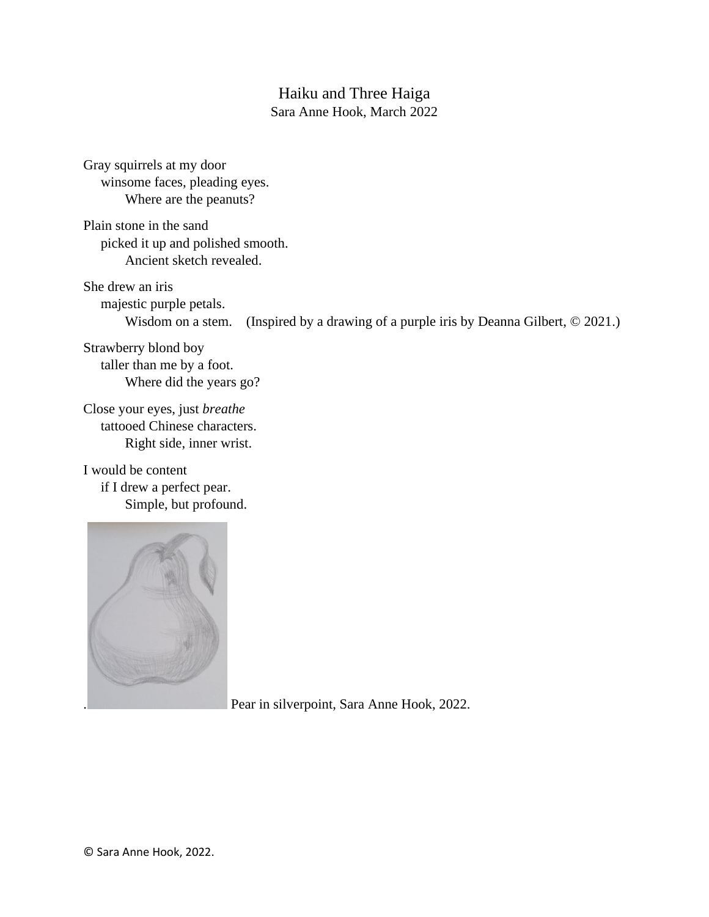# Haiku and Three Haiga

Sara Anne Hook, March 2022

Gray squirrels at my door  
  winsome faces, pleading eyes.  
    Where are the peanuts?

Plain stone in the sand  
  picked it up and polished smooth.  
    Ancient sketch revealed.

She drew an iris  
  majestic purple petals.  
    Wisdom on a stem.  (Inspired by a drawing of a purple iris by Deanna Gilbert, © 2021.)

Strawberry blond boy  
  taller than me by a foot.  
    Where did the years go?

Close your eyes, just *breathe*  
  tattooed Chinese characters.  
    Right side, inner wrist.

I would be content  
  if I drew a perfect pear.  
    Simple, but profound.

. Pear in silverpoint, Sara Anne Hook, 2022.

© Sara Anne Hook, 2022.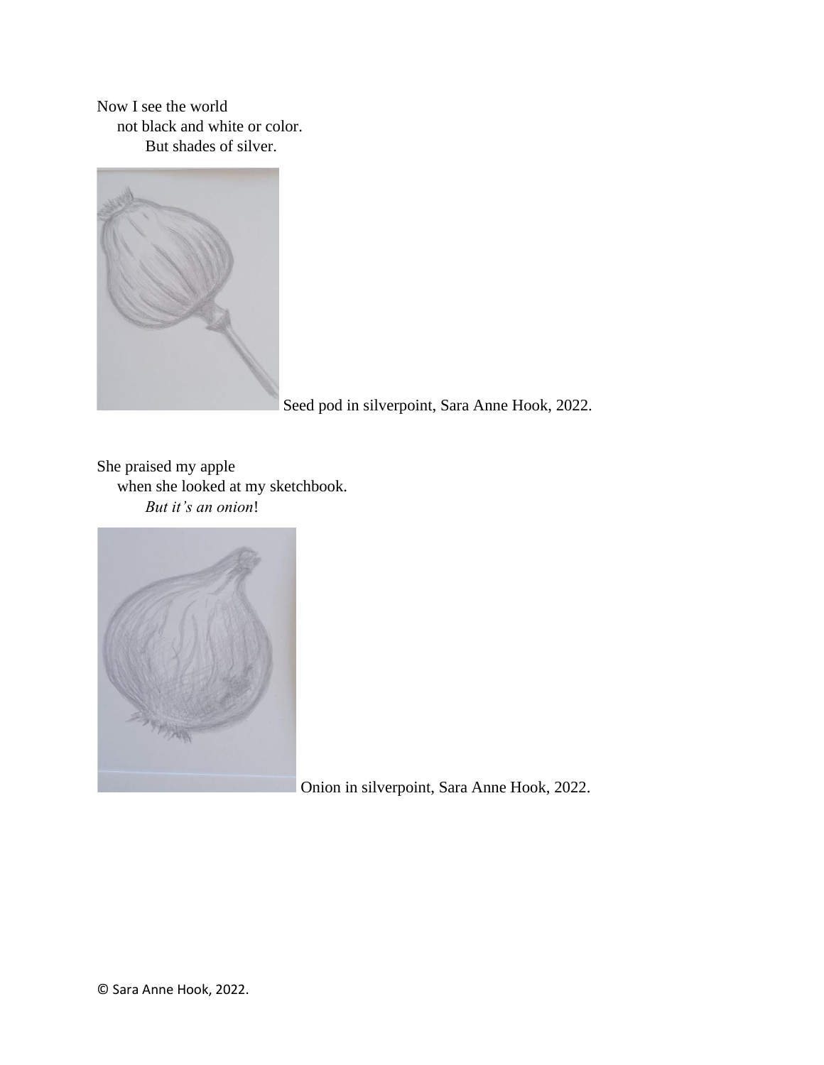Now I see the world
not black and white or color.
But shades of silver.

Seed pod in silverpoint, Sara Anne Hook, 2022.

She praised my apple
when she looked at my sketchbook.
*But it's an onion*!

Onion in silverpoint, Sara Anne Hook, 2022.

© Sara Anne Hook, 2022.